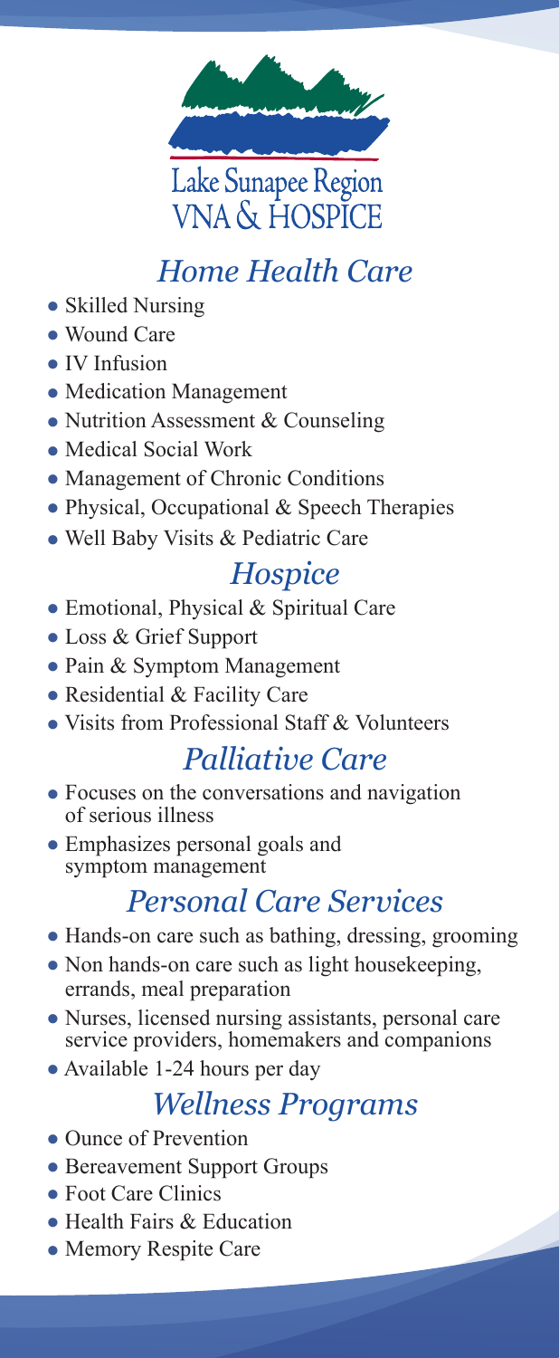Lake Sunapee Region VNA & HOSPICE

## *Home Health Care*

- Skilled Nursing
- Wound Care
- IV Infusion
- Medication Management
- Nutrition Assessment & Counseling
- Medical Social Work
- Management of Chronic Conditions
- Physical, Occupational & Speech Therapies
- Well Baby Visits & Pediatric Care

## *Hospice*

- Emotional, Physical & Spiritual Care
- Loss & Grief Support
- Pain & Symptom Management
- Residential & Facility Care
- Visits from Professional Staff & Volunteers

## *Palliative Care*

- Focuses on the conversations and navigation of serious illness
- Emphasizes personal goals and symptom management

## *Personal Care Services*

- Hands-on care such as bathing, dressing, grooming
- Non hands-on care such as light housekeeping, errands, meal preparation
- Nurses, licensed nursing assistants, personal care service providers, homemakers and companions
- Available 1-24 hours per day

## *Wellness Programs*

- Ounce of Prevention
- Bereavement Support Groups
- Foot Care Clinics
- Health Fairs & Education
- Memory Respite Care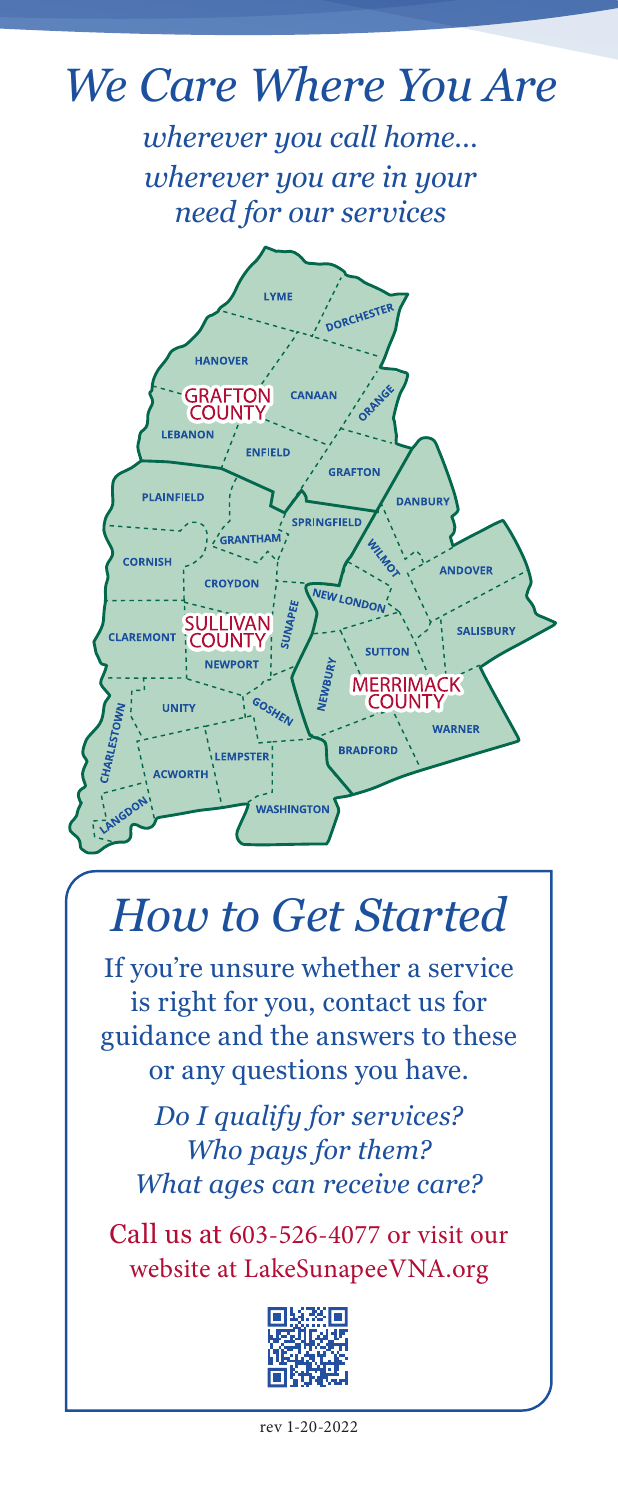# We Care Where You Are

*wherever you call home...*
*wherever you are in your*
*need for our services*

LYME
DORCHESTER
HANOVER
GRAFTON COUNTY
CANAAN
ORANGE
LEBANON
ENFIELD
GRAFTON
PLAINFIELD
DANBURY
SPRINGFIELD
GRANTHAM
WILMOT
CORNISH
ANDOVER
CROYDON
NEW LONDON
SUNAPEE
SALISBURY
CLAREMONT
SULLIVAN COUNTY
SUTTON
NEWPORT
NEWBURY
MERRIMACK COUNTY
CHARLESTOWN
UNITY
GOSHEN
WARNER
LEMPSTER
BRADFORD
ACWORTH
LANGDON
WASHINGTON

# How to Get Started

If you're unsure whether a service is right for you, contact us for guidance and the answers to these or any questions you have.

*Do I qualify for services?*
*Who pays for them?*
*What ages can receive care?*

Call us at 603-526-4077 or visit our website at LakeSunapeeVNA.org

rev 1-20-2022